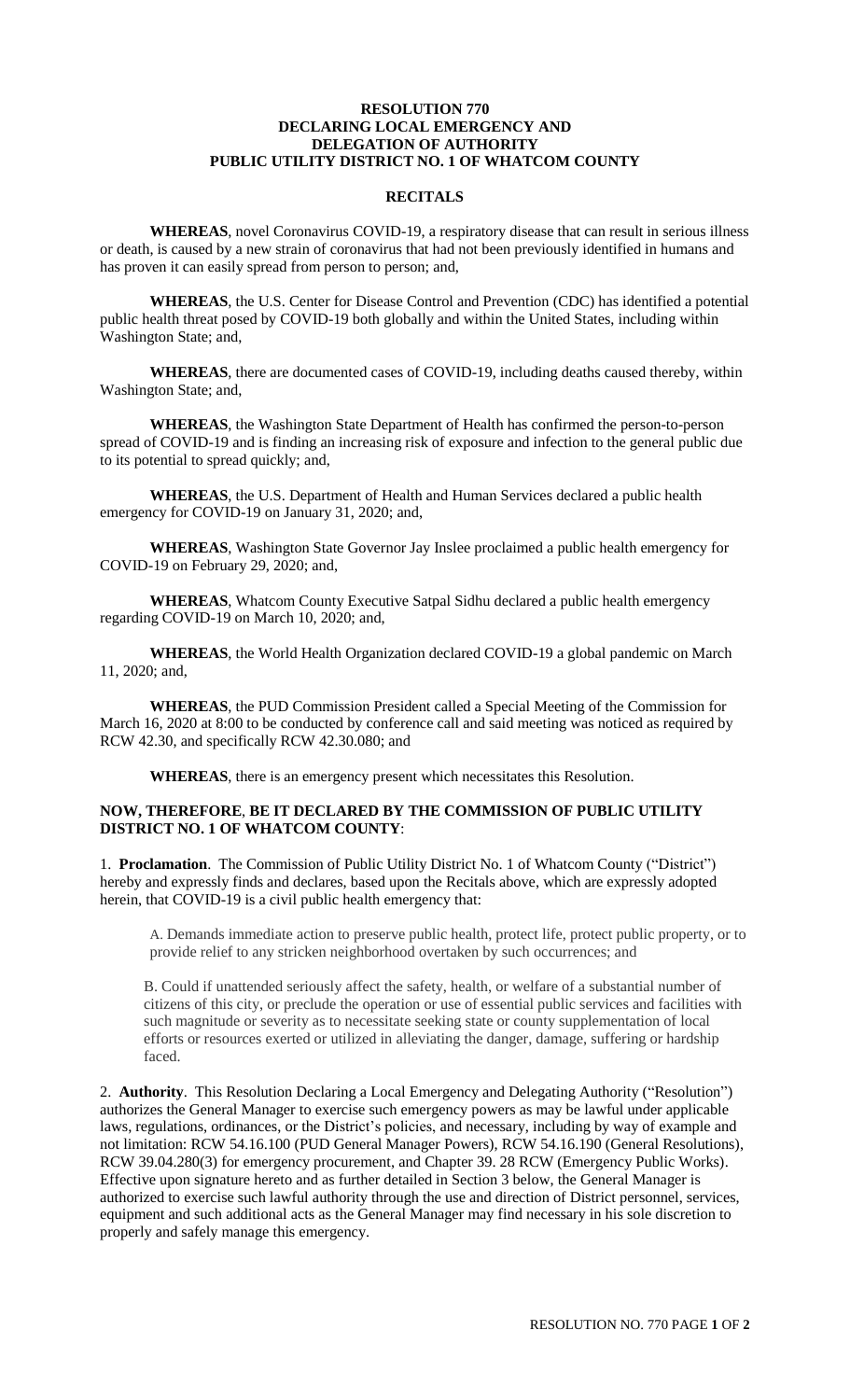# RESOLUTION 770
# DECLARING LOCAL EMERGENCY AND DELEGATION OF AUTHORITY
# PUBLIC UTILITY DISTRICT NO. 1 OF WHATCOM COUNTY

## RECITALS

**WHEREAS**, novel Coronavirus COVID-19, a respiratory disease that can result in serious illness or death, is caused by a new strain of coronavirus that had not been previously identified in humans and has proven it can easily spread from person to person; and,

**WHEREAS**, the U.S. Center for Disease Control and Prevention (CDC) has identified a potential public health threat posed by COVID-19 both globally and within the United States, including within Washington State; and,

**WHEREAS**, there are documented cases of COVID-19, including deaths caused thereby, within Washington State; and,

**WHEREAS**, the Washington State Department of Health has confirmed the person-to-person spread of COVID-19 and is finding an increasing risk of exposure and infection to the general public due to its potential to spread quickly; and,

**WHEREAS**, the U.S. Department of Health and Human Services declared a public health emergency for COVID-19 on January 31, 2020; and,

**WHEREAS**, Washington State Governor Jay Inslee proclaimed a public health emergency for COVID-19 on February 29, 2020; and,

**WHEREAS**, Whatcom County Executive Satpal Sidhu declared a public health emergency regarding COVID-19 on March 10, 2020; and,

**WHEREAS**, the World Health Organization declared COVID-19 a global pandemic on March 11, 2020; and,

**WHEREAS**, the PUD Commission President called a Special Meeting of the Commission for March 16, 2020 at 8:00 to be conducted by conference call and said meeting was noticed as required by RCW 42.30, and specifically RCW 42.30.080; and

**WHEREAS**, there is an emergency present which necessitates this Resolution.

**NOW, THEREFORE**, **BE IT DECLARED BY THE COMMISSION OF PUBLIC UTILITY DISTRICT NO. 1 OF WHATCOM COUNTY**:

1. **Proclamation**. The Commission of Public Utility District No. 1 of Whatcom County ("District") hereby and expressly finds and declares, based upon the Recitals above, which are expressly adopted herein, that COVID-19 is a civil public health emergency that:

   A. Demands immediate action to preserve public health, protect life, protect public property, or to provide relief to any stricken neighborhood overtaken by such occurrences; and

   B. Could if unattended seriously affect the safety, health, or welfare of a substantial number of citizens of this city, or preclude the operation or use of essential public services and facilities with such magnitude or severity as to necessitate seeking state or county supplementation of local efforts or resources exerted or utilized in alleviating the danger, damage, suffering or hardship faced.

2. **Authority**. This Resolution Declaring a Local Emergency and Delegating Authority ("Resolution") authorizes the General Manager to exercise such emergency powers as may be lawful under applicable laws, regulations, ordinances, or the District's policies, and necessary, including by way of example and not limitation: RCW 54.16.100 (PUD General Manager Powers), RCW 54.16.190 (General Resolutions), RCW 39.04.280(3) for emergency procurement, and Chapter 39. 28 RCW (Emergency Public Works). Effective upon signature hereto and as further detailed in Section 3 below, the General Manager is authorized to exercise such lawful authority through the use and direction of District personnel, services, equipment and such additional acts as the General Manager may find necessary in his sole discretion to properly and safely manage this emergency.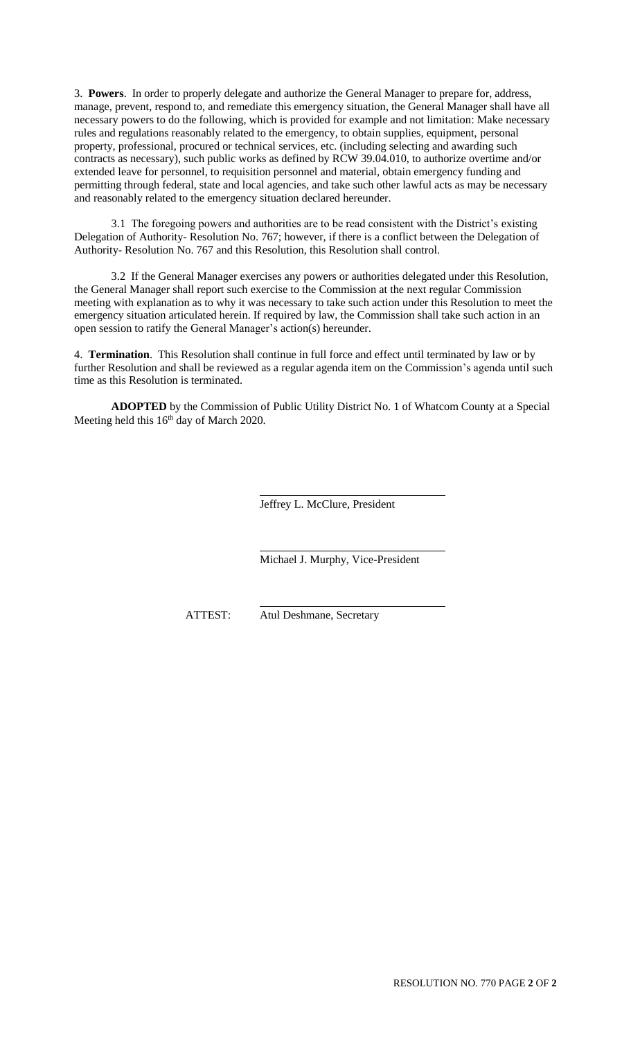3. **Powers**. In order to properly delegate and authorize the General Manager to prepare for, address, manage, prevent, respond to, and remediate this emergency situation, the General Manager shall have all necessary powers to do the following, which is provided for example and not limitation: Make necessary rules and regulations reasonably related to the emergency, to obtain supplies, equipment, personal property, professional, procured or technical services, etc. (including selecting and awarding such contracts as necessary), such public works as defined by RCW 39.04.010, to authorize overtime and/or extended leave for personnel, to requisition personnel and material, obtain emergency funding and permitting through federal, state and local agencies, and take such other lawful acts as may be necessary and reasonably related to the emergency situation declared hereunder.

3.1 The foregoing powers and authorities are to be read consistent with the District's existing Delegation of Authority- Resolution No. 767; however, if there is a conflict between the Delegation of Authority- Resolution No. 767 and this Resolution, this Resolution shall control.

3.2 If the General Manager exercises any powers or authorities delegated under this Resolution, the General Manager shall report such exercise to the Commission at the next regular Commission meeting with explanation as to why it was necessary to take such action under this Resolution to meet the emergency situation articulated herein. If required by law, the Commission shall take such action in an open session to ratify the General Manager's action(s) hereunder.

4. **Termination**. This Resolution shall continue in full force and effect until terminated by law or by further Resolution and shall be reviewed as a regular agenda item on the Commission's agenda until such time as this Resolution is terminated.

**ADOPTED** by the Commission of Public Utility District No. 1 of Whatcom County at a Special Meeting held this 16th day of March 2020.

Jeffrey L. McClure, President

Michael J. Murphy, Vice-President

ATTEST: Atul Deshmane, Secretary